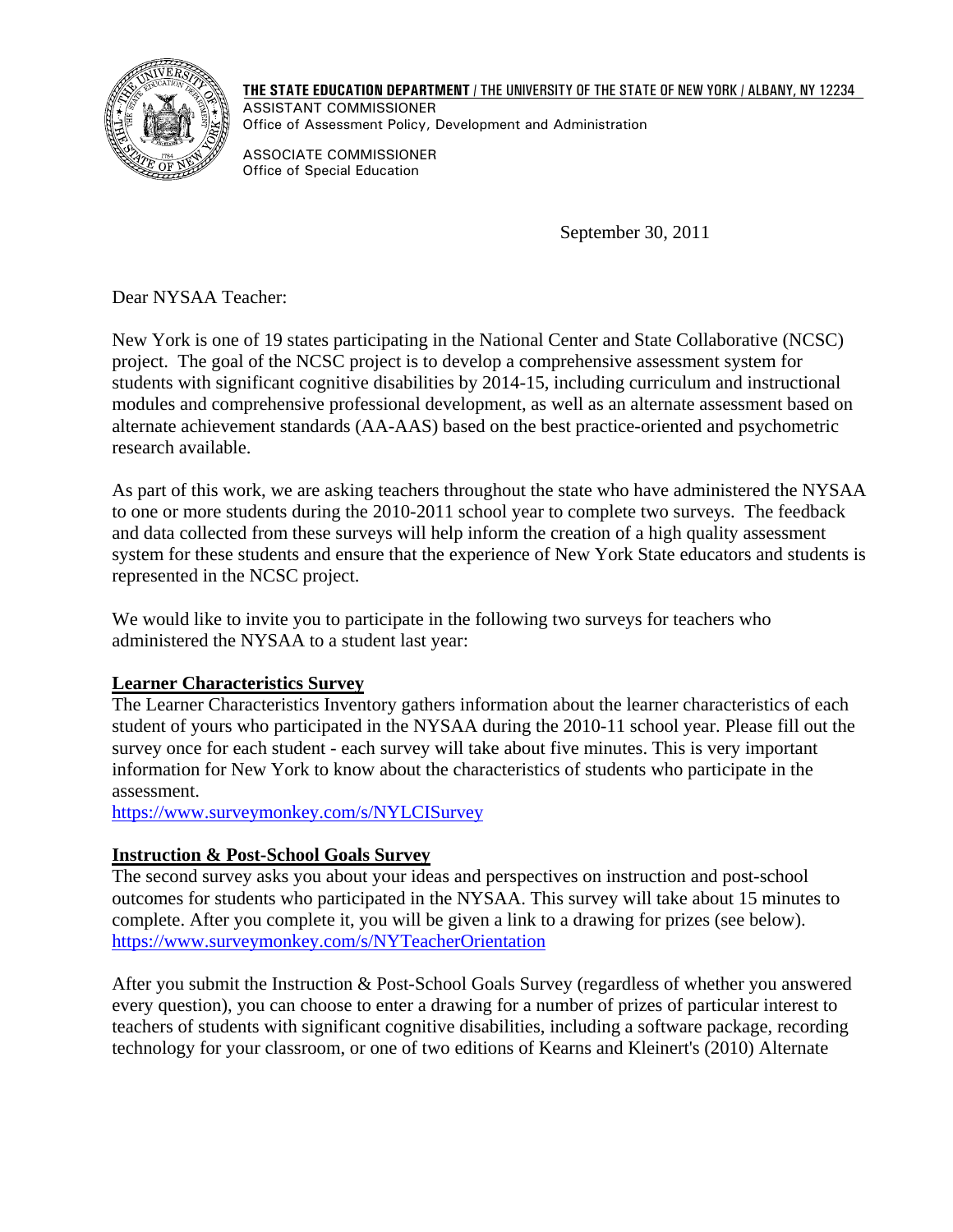**THE STATE EDUCATION DEPARTMENT** / THE UNIVERSITY OF THE STATE OF NEW YORK / ALBANY, NY 12234

ASSISTANT COMMISSIONER
Office of Assessment Policy, Development and Administration

ASSOCIATE COMMISSIONER
Office of Special Education

September 30, 2011

Dear NYSAA Teacher:

New York is one of 19 states participating in the National Center and State Collaborative (NCSC) project. The goal of the NCSC project is to develop a comprehensive assessment system for students with significant cognitive disabilities by 2014-15, including curriculum and instructional modules and comprehensive professional development, as well as an alternate assessment based on alternate achievement standards (AA-AAS) based on the best practice-oriented and psychometric research available.

As part of this work, we are asking teachers throughout the state who have administered the NYSAA to one or more students during the 2010-2011 school year to complete two surveys. The feedback and data collected from these surveys will help inform the creation of a high quality assessment system for these students and ensure that the experience of New York State educators and students is represented in the NCSC project.

We would like to invite you to participate in the following two surveys for teachers who administered the NYSAA to a student last year:

**Learner Characteristics Survey**

The Learner Characteristics Inventory gathers information about the learner characteristics of each student of yours who participated in the NYSAA during the 2010-11 school year. Please fill out the survey once for each student - each survey will take about five minutes. This is very important information for New York to know about the characteristics of students who participate in the assessment.

https://www.surveymonkey.com/s/NYLCISurvey

**Instruction & Post-School Goals Survey**

The second survey asks you about your ideas and perspectives on instruction and post-school outcomes for students who participated in the NYSAA. This survey will take about 15 minutes to complete. After you complete it, you will be given a link to a drawing for prizes (see below).

https://www.surveymonkey.com/s/NYTeacherOrientation

After you submit the Instruction & Post-School Goals Survey (regardless of whether you answered every question), you can choose to enter a drawing for a number of prizes of particular interest to teachers of students with significant cognitive disabilities, including a software package, recording technology for your classroom, or one of two editions of Kearns and Kleinert's (2010) Alternate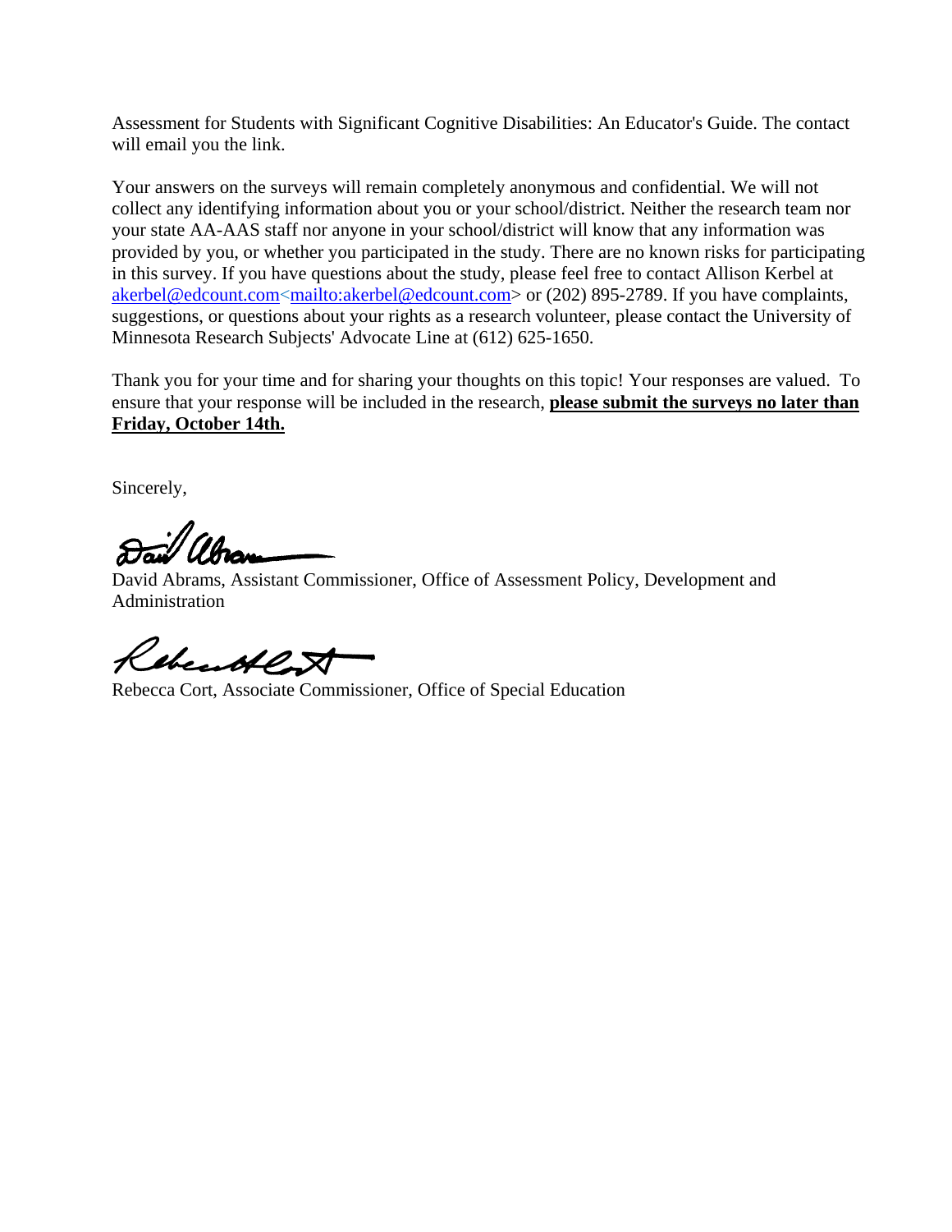Assessment for Students with Significant Cognitive Disabilities: An Educator's Guide. The contact will email you the link.

Your answers on the surveys will remain completely anonymous and confidential. We will not collect any identifying information about you or your school/district. Neither the research team nor your state AA-AAS staff nor anyone in your school/district will know that any information was provided by you, or whether you participated in the study. There are no known risks for participating in this survey. If you have questions about the study, please feel free to contact Allison Kerbel at akerbel@edcount.com<mailto:akerbel@edcount.com> or (202) 895-2789. If you have complaints, suggestions, or questions about your rights as a research volunteer, please contact the University of Minnesota Research Subjects' Advocate Line at (612) 625-1650.

Thank you for your time and for sharing your thoughts on this topic! Your responses are valued. To ensure that your response will be included in the research, **please submit the surveys no later than Friday, October 14th.**

Sincerely,

David Abrams, Assistant Commissioner, Office of Assessment Policy, Development and Administration

Rebecca Cort, Associate Commissioner, Office of Special Education